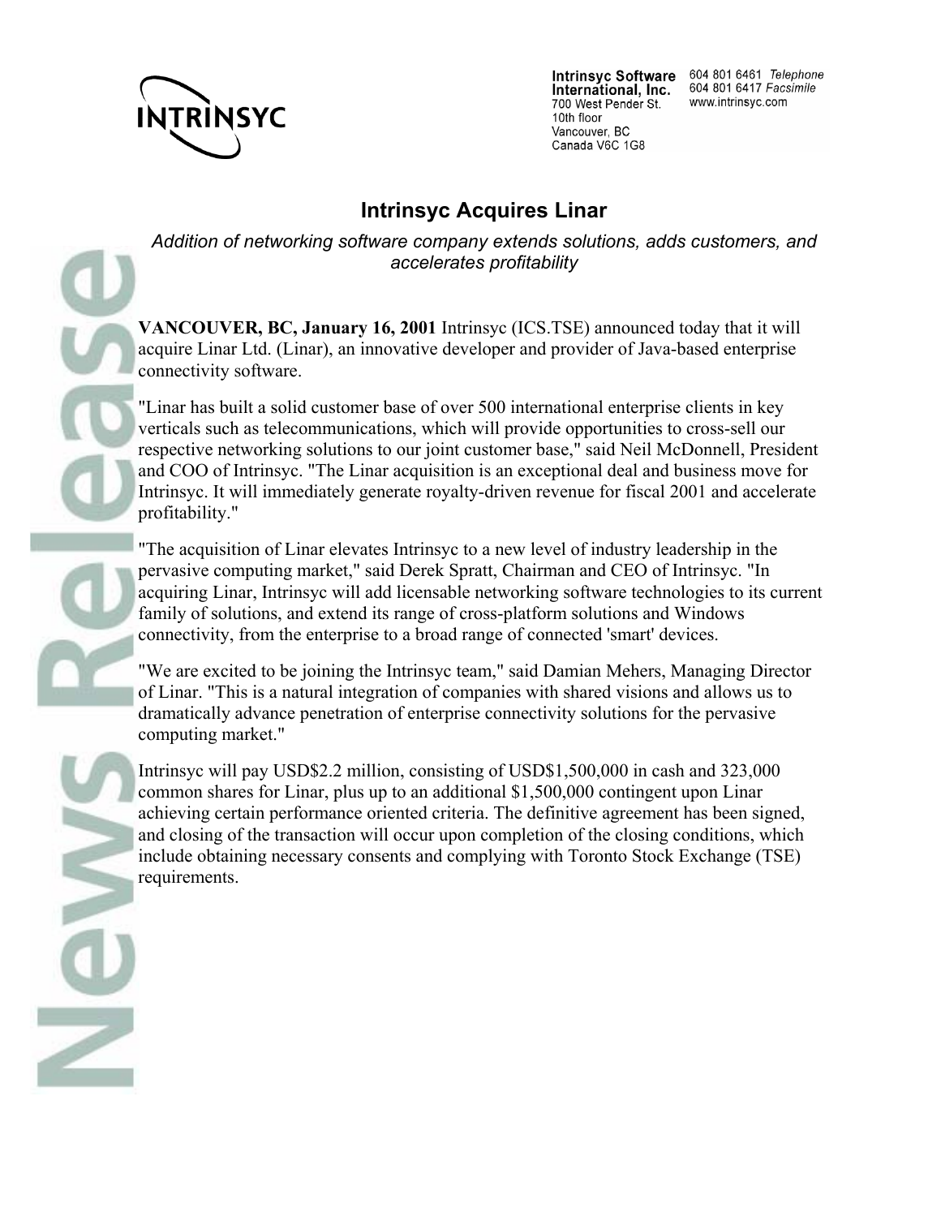INTRINSYC

**Intrinsyc Software International, Inc.**
700 West Pender St.
10th floor
Vancouver, BC
Canada V6C 1G8

604 801 6461 *Telephone*
604 801 6417 *Facsimile*
www.intrinsyc.com

News Release

# Intrinsyc Acquires Linar

*Addition of networking software company extends solutions, adds customers, and accelerates profitability*

**VANCOUVER, BC, January 16, 2001** Intrinsyc (ICS.TSE) announced today that it will acquire Linar Ltd. (Linar), an innovative developer and provider of Java-based enterprise connectivity software.

"Linar has built a solid customer base of over 500 international enterprise clients in key verticals such as telecommunications, which will provide opportunities to cross-sell our respective networking solutions to our joint customer base," said Neil McDonnell, President and COO of Intrinsyc. "The Linar acquisition is an exceptional deal and business move for Intrinsyc. It will immediately generate royalty-driven revenue for fiscal 2001 and accelerate profitability."

"The acquisition of Linar elevates Intrinsyc to a new level of industry leadership in the pervasive computing market," said Derek Spratt, Chairman and CEO of Intrinsyc. "In acquiring Linar, Intrinsyc will add licensable networking software technologies to its current family of solutions, and extend its range of cross-platform solutions and Windows connectivity, from the enterprise to a broad range of connected 'smart' devices.

"We are excited to be joining the Intrinsyc team," said Damian Mehers, Managing Director of Linar. "This is a natural integration of companies with shared visions and allows us to dramatically advance penetration of enterprise connectivity solutions for the pervasive computing market."

Intrinsyc will pay USD$2.2 million, consisting of USD$1,500,000 in cash and 323,000 common shares for Linar, plus up to an additional $1,500,000 contingent upon Linar achieving certain performance oriented criteria. The definitive agreement has been signed, and closing of the transaction will occur upon completion of the closing conditions, which include obtaining necessary consents and complying with Toronto Stock Exchange (TSE) requirements.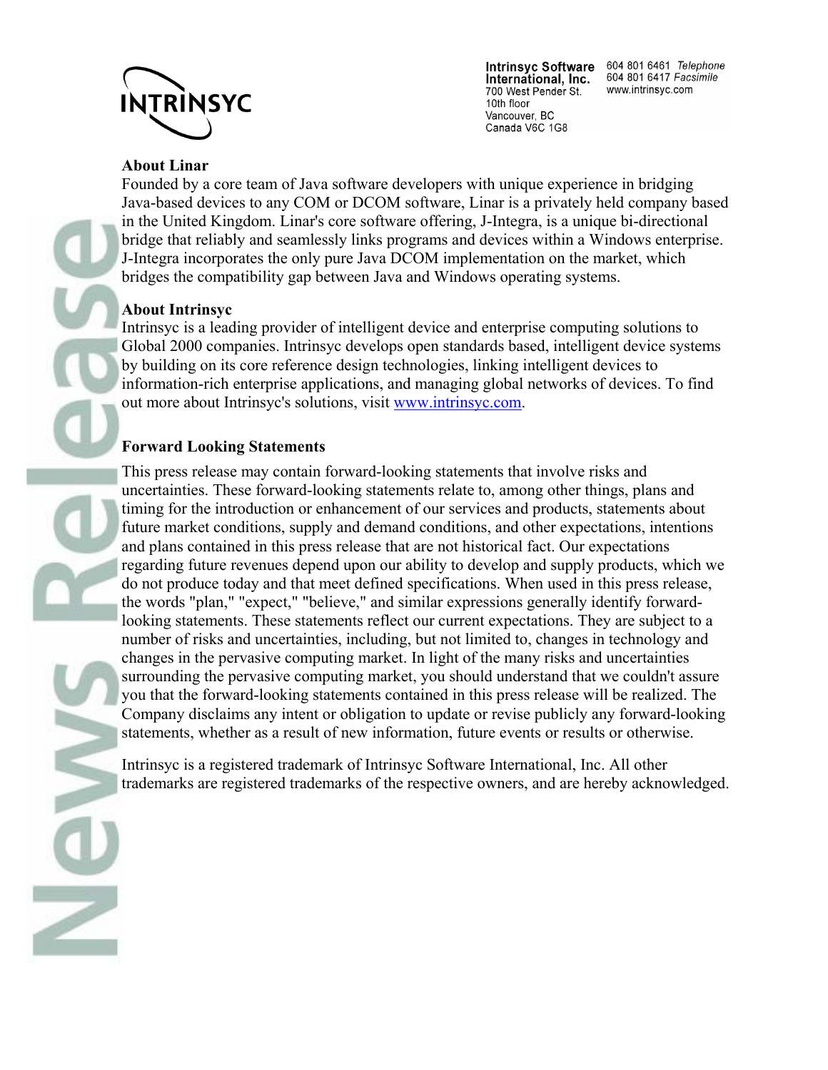**Intrinsyc Software International, Inc.**
700 West Pender St.
10th floor
Vancouver, BC
Canada V6C 1G8

604 801 6461 *Telephone*
604 801 6417 *Facsimile*
www.intrinsyc.com

**About Linar**

Founded by a core team of Java software developers with unique experience in bridging Java-based devices to any COM or DCOM software, Linar is a privately held company based in the United Kingdom. Linar's core software offering, J-Integra, is a unique bi-directional bridge that reliably and seamlessly links programs and devices within a Windows enterprise. J-Integra incorporates the only pure Java DCOM implementation on the market, which bridges the compatibility gap between Java and Windows operating systems.

**About Intrinsyc**

Intrinsyc is a leading provider of intelligent device and enterprise computing solutions to Global 2000 companies. Intrinsyc develops open standards based, intelligent device systems by building on its core reference design technologies, linking intelligent devices to information-rich enterprise applications, and managing global networks of devices. To find out more about Intrinsyc's solutions, visit www.intrinsyc.com.

**Forward Looking Statements**

This press release may contain forward-looking statements that involve risks and uncertainties. These forward-looking statements relate to, among other things, plans and timing for the introduction or enhancement of our services and products, statements about future market conditions, supply and demand conditions, and other expectations, intentions and plans contained in this press release that are not historical fact. Our expectations regarding future revenues depend upon our ability to develop and supply products, which we do not produce today and that meet defined specifications. When used in this press release, the words "plan," "expect," "believe," and similar expressions generally identify forward-looking statements. These statements reflect our current expectations. They are subject to a number of risks and uncertainties, including, but not limited to, changes in technology and changes in the pervasive computing market. In light of the many risks and uncertainties surrounding the pervasive computing market, you should understand that we couldn't assure you that the forward-looking statements contained in this press release will be realized. The Company disclaims any intent or obligation to update or revise publicly any forward-looking statements, whether as a result of new information, future events or results or otherwise.

Intrinsyc is a registered trademark of Intrinsyc Software International, Inc. All other trademarks are registered trademarks of the respective owners, and are hereby acknowledged.